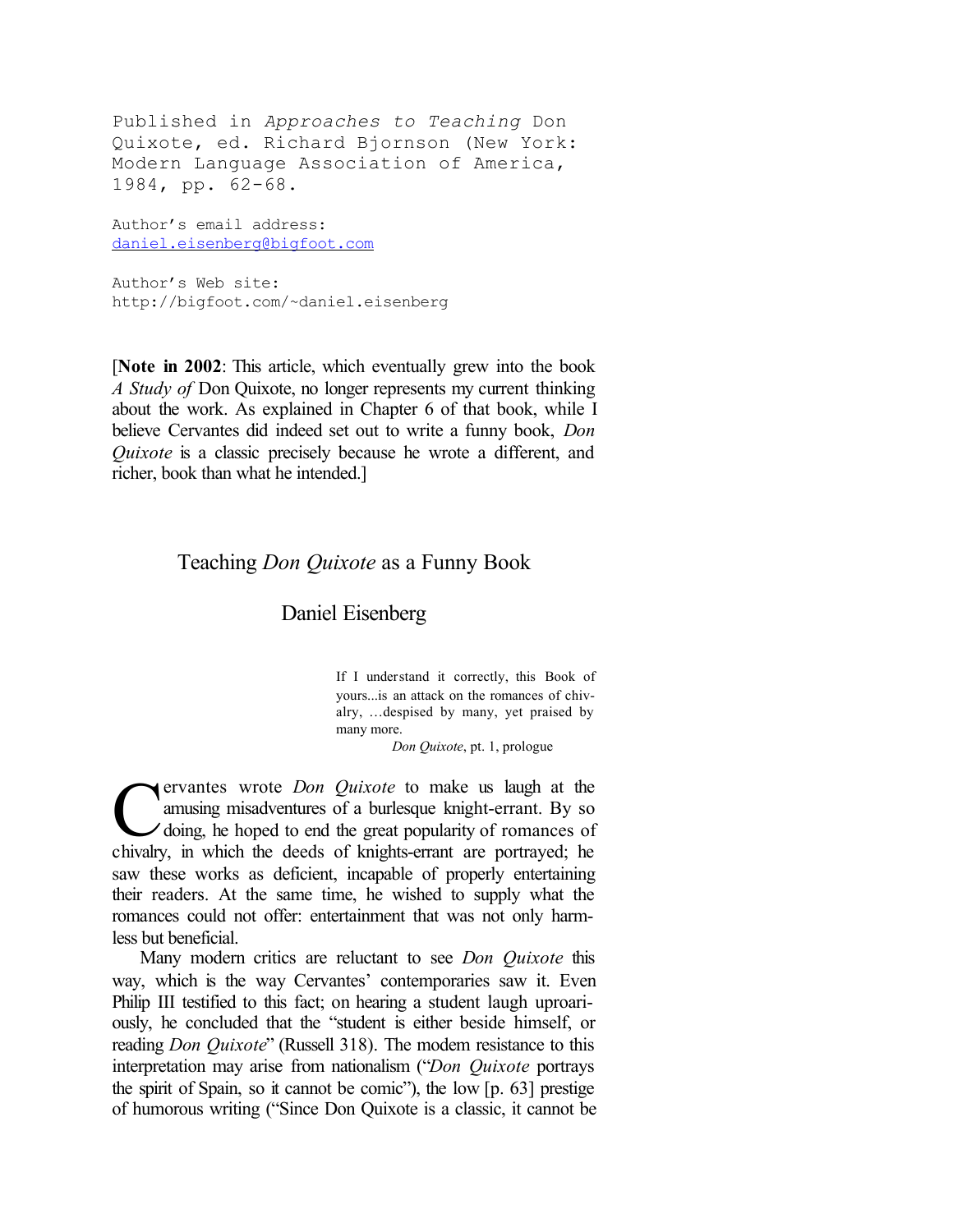Published in *Approaches to Teaching* Don Quixote, ed. Richard Bjornson (New York: Modern Language Association of America, 1984, pp. 62-68.

Author's email address: daniel.eisenberg@bigfoot.com

Author's Web site: http://bigfoot.com/~daniel.eisenberg

[**Note in 2002**: This article, which eventually grew into the book *A Study of* Don Quixote, no longer represents my current thinking about the work. As explained in Chapter 6 of that book, while I believe Cervantes did indeed set out to write a funny book, *Don Quixote* is a classic precisely because he wrote a different, and richer, book than what he intended.]

# Teaching *Don Quixote* as a Funny Book

## Daniel Eisenberg

> If I understand it correctly, this Book of yours...is an attack on the romances of chivalry, …despised by many, yet praised by many more.
>
> *Don Quixote*, pt. 1, prologue

Cervantes wrote *Don Quixote* to make us laugh at the amusing misadventures of a burlesque knight-errant. By so doing, he hoped to end the great popularity of romances of chivalry, in which the deeds of knights-errant are portrayed; he saw these works as deficient, incapable of properly entertaining their readers. At the same time, he wished to supply what the romances could not offer: entertainment that was not only harmless but beneficial.

Many modern critics are reluctant to see *Don Quixote* this way, which is the way Cervantes' contemporaries saw it. Even Philip III testified to this fact; on hearing a student laugh uproariously, he concluded that the "student is either beside himself, or reading *Don Quixote*" (Russell 318). The modem resistance to this interpretation may arise from nationalism ("*Don Quixote* portrays the spirit of Spain, so it cannot be comic"), the low [p. 63] prestige of humorous writing ("Since Don Quixote is a classic, it cannot be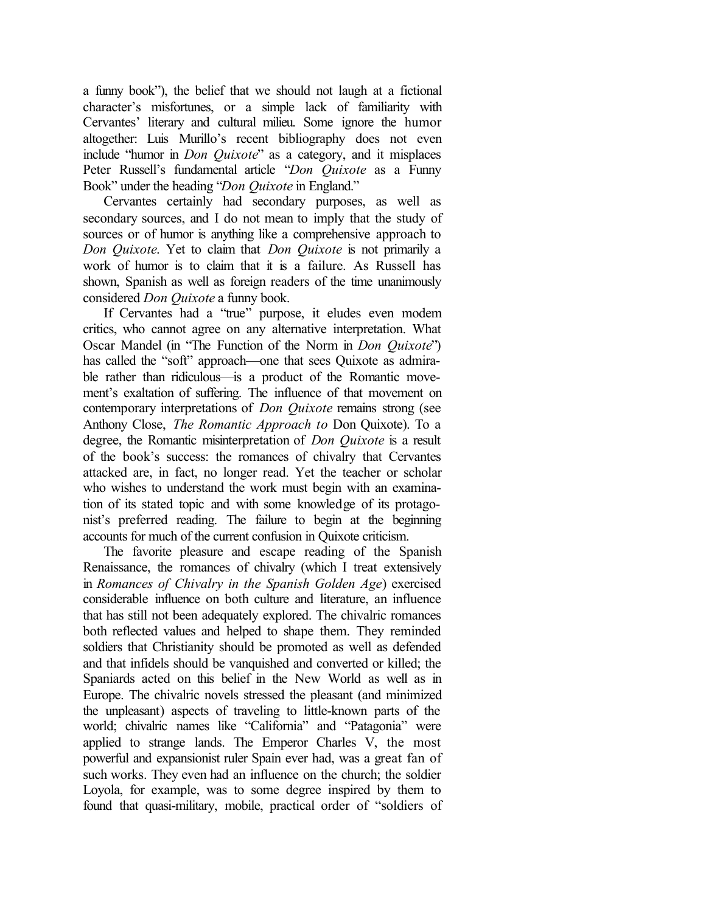a funny book"), the belief that we should not laugh at a fictional character's misfortunes, or a simple lack of familiarity with Cervantes' literary and cultural milieu. Some ignore the humor altogether: Luis Murillo's recent bibliography does not even include "humor in *Don Quixote*" as a category, and it misplaces Peter Russell's fundamental article "*Don Quixote* as a Funny Book" under the heading "*Don Quixote* in England."

Cervantes certainly had secondary purposes, as well as secondary sources, and I do not mean to imply that the study of sources or of humor is anything like a comprehensive approach to *Don Quixote*. Yet to claim that *Don Quixote* is not primarily a work of humor is to claim that it is a failure. As Russell has shown, Spanish as well as foreign readers of the time unanimously considered *Don Quixote* a funny book.

If Cervantes had a "true" purpose, it eludes even modern critics, who cannot agree on any alternative interpretation. What Oscar Mandel (in "The Function of the Norm in *Don Quixote*") has called the "soft" approach—one that sees Quixote as admirable rather than ridiculous—is a product of the Romantic movement's exaltation of suffering. The influence of that movement on contemporary interpretations of *Don Quixote* remains strong (see Anthony Close, *The Romantic Approach to* Don Quixote). To a degree, the Romantic misinterpretation of *Don Quixote* is a result of the book's success: the romances of chivalry that Cervantes attacked are, in fact, no longer read. Yet the teacher or scholar who wishes to understand the work must begin with an examination of its stated topic and with some knowledge of its protagonist's preferred reading. The failure to begin at the beginning accounts for much of the current confusion in Quixote criticism.

The favorite pleasure and escape reading of the Spanish Renaissance, the romances of chivalry (which I treat extensively in *Romances of Chivalry in the Spanish Golden Age*) exercised considerable influence on both culture and literature, an influence that has still not been adequately explored. The chivalric romances both reflected values and helped to shape them. They reminded soldiers that Christianity should be promoted as well as defended and that infidels should be vanquished and converted or killed; the Spaniards acted on this belief in the New World as well as in Europe. The chivalric novels stressed the pleasant (and minimized the unpleasant) aspects of traveling to little-known parts of the world; chivalric names like "California" and "Patagonia" were applied to strange lands. The Emperor Charles V, the most powerful and expansionist ruler Spain ever had, was a great fan of such works. They even had an influence on the church; the soldier Loyola, for example, was to some degree inspired by them to found that quasi-military, mobile, practical order of "soldiers of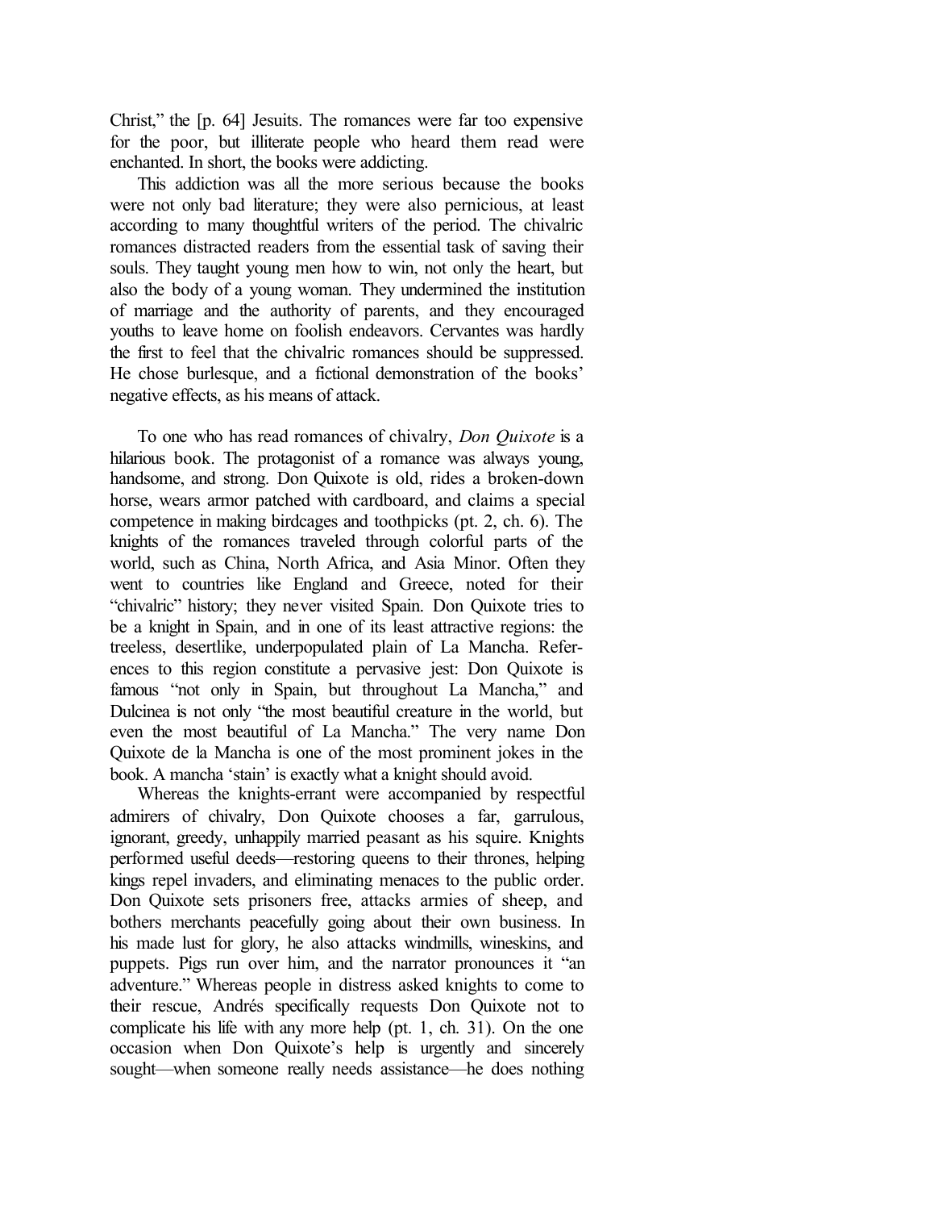Christ," the [p. 64] Jesuits. The romances were far too expensive for the poor, but illiterate people who heard them read were enchanted. In short, the books were addicting.

This addiction was all the more serious because the books were not only bad literature; they were also pernicious, at least according to many thoughtful writers of the period. The chivalric romances distracted readers from the essential task of saving their souls. They taught young men how to win, not only the heart, but also the body of a young woman. They undermined the institution of marriage and the authority of parents, and they encouraged youths to leave home on foolish endeavors. Cervantes was hardly the first to feel that the chivalric romances should be suppressed. He chose burlesque, and a fictional demonstration of the books' negative effects, as his means of attack.

To one who has read romances of chivalry, *Don Quixote* is a hilarious book. The protagonist of a romance was always young, handsome, and strong. Don Quixote is old, rides a broken-down horse, wears armor patched with cardboard, and claims a special competence in making birdcages and toothpicks (pt. 2, ch. 6). The knights of the romances traveled through colorful parts of the world, such as China, North Africa, and Asia Minor. Often they went to countries like England and Greece, noted for their "chivalric" history; they never visited Spain. Don Quixote tries to be a knight in Spain, and in one of its least attractive regions: the treeless, desertlike, underpopulated plain of La Mancha. References to this region constitute a pervasive jest: Don Quixote is famous "not only in Spain, but throughout La Mancha," and Dulcinea is not only "the most beautiful creature in the world, but even the most beautiful of La Mancha." The very name Don Quixote de la Mancha is one of the most prominent jokes in the book. A mancha 'stain' is exactly what a knight should avoid.

Whereas the knights-errant were accompanied by respectful admirers of chivalry, Don Quixote chooses a far, garrulous, ignorant, greedy, unhappily married peasant as his squire. Knights performed useful deeds—restoring queens to their thrones, helping kings repel invaders, and eliminating menaces to the public order. Don Quixote sets prisoners free, attacks armies of sheep, and bothers merchants peacefully going about their own business. In his made lust for glory, he also attacks windmills, wineskins, and puppets. Pigs run over him, and the narrator pronounces it "an adventure." Whereas people in distress asked knights to come to their rescue, Andrés specifically requests Don Quixote not to complicate his life with any more help (pt. 1, ch. 31). On the one occasion when Don Quixote's help is urgently and sincerely sought—when someone really needs assistance—he does nothing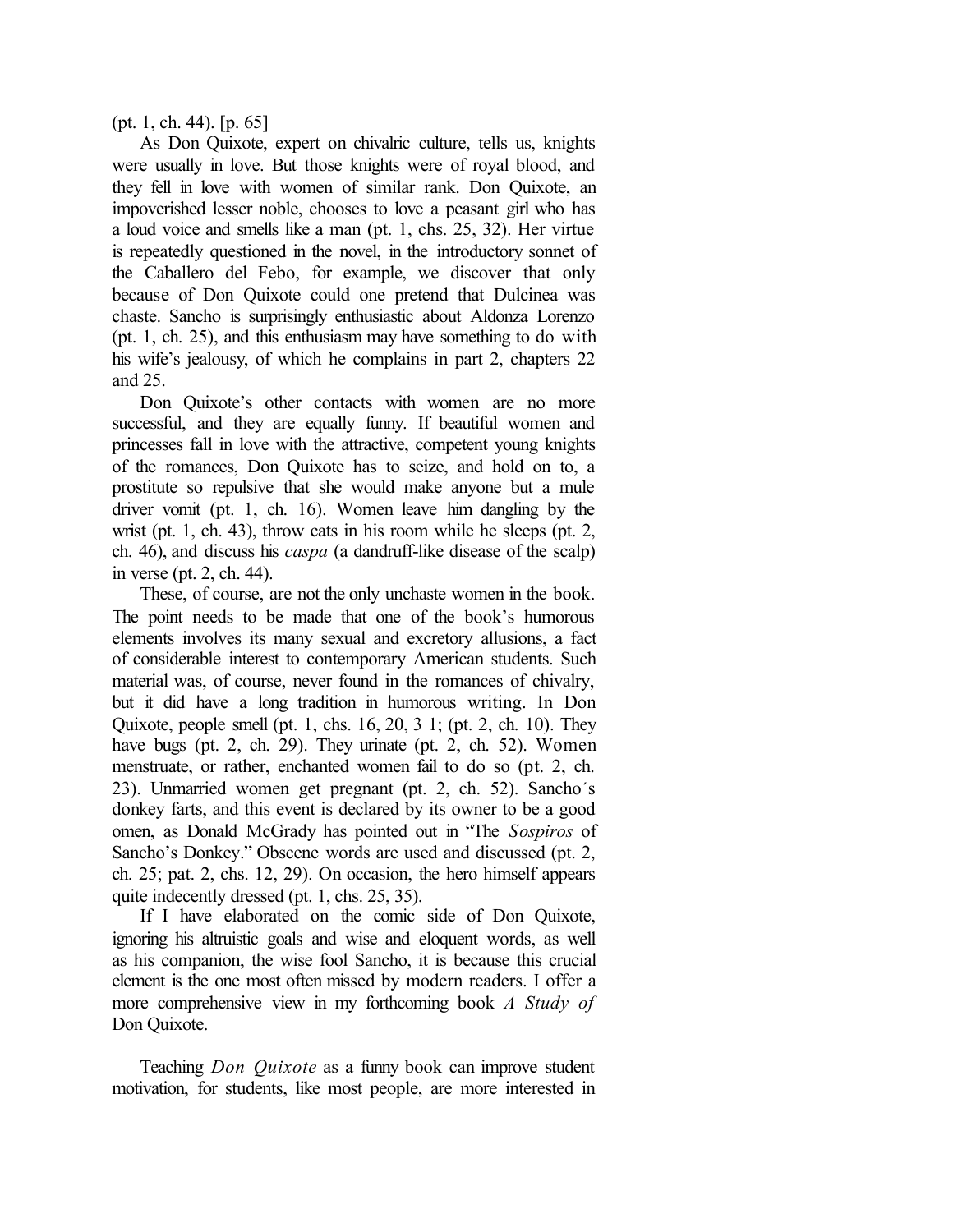(pt. 1, ch. 44). [p. 65]

As Don Quixote, expert on chivalric culture, tells us, knights were usually in love. But those knights were of royal blood, and they fell in love with women of similar rank. Don Quixote, an impoverished lesser noble, chooses to love a peasant girl who has a loud voice and smells like a man (pt. 1, chs. 25, 32). Her virtue is repeatedly questioned in the novel, in the introductory sonnet of the Caballero del Febo, for example, we discover that only because of Don Quixote could one pretend that Dulcinea was chaste. Sancho is surprisingly enthusiastic about Aldonza Lorenzo (pt. 1, ch. 25), and this enthusiasm may have something to do with his wife's jealousy, of which he complains in part 2, chapters 22 and 25.

Don Quixote's other contacts with women are no more successful, and they are equally funny. If beautiful women and princesses fall in love with the attractive, competent young knights of the romances, Don Quixote has to seize, and hold on to, a prostitute so repulsive that she would make anyone but a mule driver vomit (pt. 1, ch. 16). Women leave him dangling by the wrist (pt. 1, ch. 43), throw cats in his room while he sleeps (pt. 2, ch. 46), and discuss his *caspa* (a dandruff-like disease of the scalp) in verse (pt. 2, ch. 44).

These, of course, are not the only unchaste women in the book. The point needs to be made that one of the book's humorous elements involves its many sexual and excretory allusions, a fact of considerable interest to contemporary American students. Such material was, of course, never found in the romances of chivalry, but it did have a long tradition in humorous writing. In Don Quixote, people smell (pt. 1, chs. 16, 20, 3 1; (pt. 2, ch. 10). They have bugs (pt. 2, ch. 29). They urinate (pt. 2, ch. 52). Women menstruate, or rather, enchanted women fail to do so (pt. 2, ch. 23). Unmarried women get pregnant (pt. 2, ch. 52). Sancho´s donkey farts, and this event is declared by its owner to be a good omen, as Donald McGrady has pointed out in "The *Sospiros* of Sancho's Donkey." Obscene words are used and discussed (pt. 2, ch. 25; pat. 2, chs. 12, 29). On occasion, the hero himself appears quite indecently dressed (pt. 1, chs. 25, 35).

If I have elaborated on the comic side of Don Quixote, ignoring his altruistic goals and wise and eloquent words, as well as his companion, the wise fool Sancho, it is because this crucial element is the one most often missed by modern readers. I offer a more comprehensive view in my forthcoming book *A Study of* Don Quixote.

Teaching *Don Quixote* as a funny book can improve student motivation, for students, like most people, are more interested in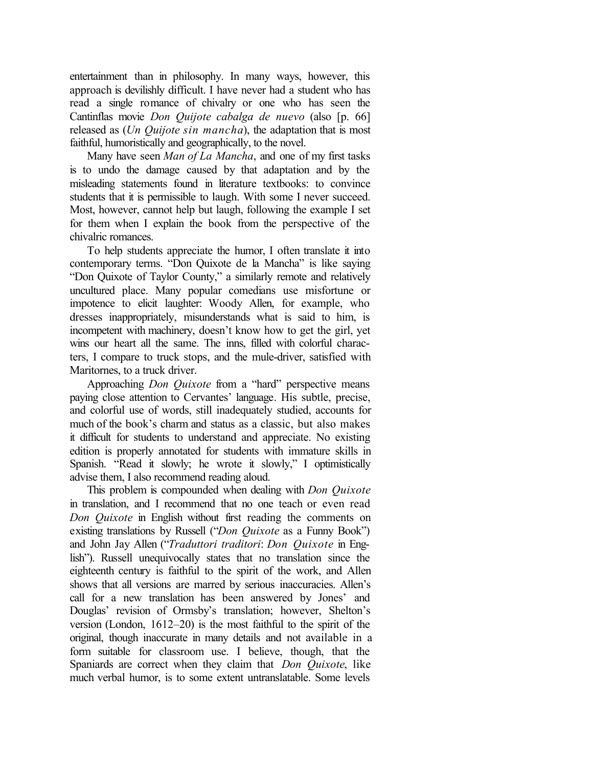entertainment than in philosophy. In many ways, however, this approach is devilishly difficult. I have never had a student who has read a single romance of chivalry or one who has seen the Cantinflas movie *Don Quijote cabalga de nuevo* (also [p. 66] released as (*Un Quijote sin mancha*), the adaptation that is most faithful, humoristically and geographically, to the novel.

Many have seen *Man of La Mancha*, and one of my first tasks is to undo the damage caused by that adaptation and by the misleading statements found in literature textbooks: to convince students that it is permissible to laugh. With some I never succeed. Most, however, cannot help but laugh, following the example I set for them when I explain the book from the perspective of the chivalric romances.

To help students appreciate the humor, I often translate it into contemporary terms. "Don Quixote de la Mancha" is like saying "Don Quixote of Taylor County," a similarly remote and relatively uncultured place. Many popular comedians use misfortune or impotence to elicit laughter: Woody Allen, for example, who dresses inappropriately, misunderstands what is said to him, is incompetent with machinery, doesn't know how to get the girl, yet wins our heart all the same. The inns, filled with colorful characters, I compare to truck stops, and the mule-driver, satisfied with Maritornes, to a truck driver.

Approaching *Don Quixote* from a "hard" perspective means paying close attention to Cervantes' language. His subtle, precise, and colorful use of words, still inadequately studied, accounts for much of the book's charm and status as a classic, but also makes it difficult for students to understand and appreciate. No existing edition is properly annotated for students with immature skills in Spanish. "Read it slowly; he wrote it slowly," I optimistically advise them, I also recommend reading aloud.

This problem is compounded when dealing with *Don Quixote* in translation, and I recommend that no one teach or even read *Don Quixote* in English without first reading the comments on existing translations by Russell ("*Don Quixote* as a Funny Book") and John Jay Allen ("*Traduttori traditori*: *Don Quixote* in English"). Russell unequivocally states that no translation since the eighteenth century is faithful to the spirit of the work, and Allen shows that all versions are marred by serious inaccuracies. Allen's call for a new translation has been answered by Jones' and Douglas' revision of Ormsby's translation; however, Shelton's version (London, 1612–20) is the most faithful to the spirit of the original, though inaccurate in many details and not available in a form suitable for classroom use. I believe, though, that the Spaniards are correct when they claim that *Don Quixote*, like much verbal humor, is to some extent untranslatable. Some levels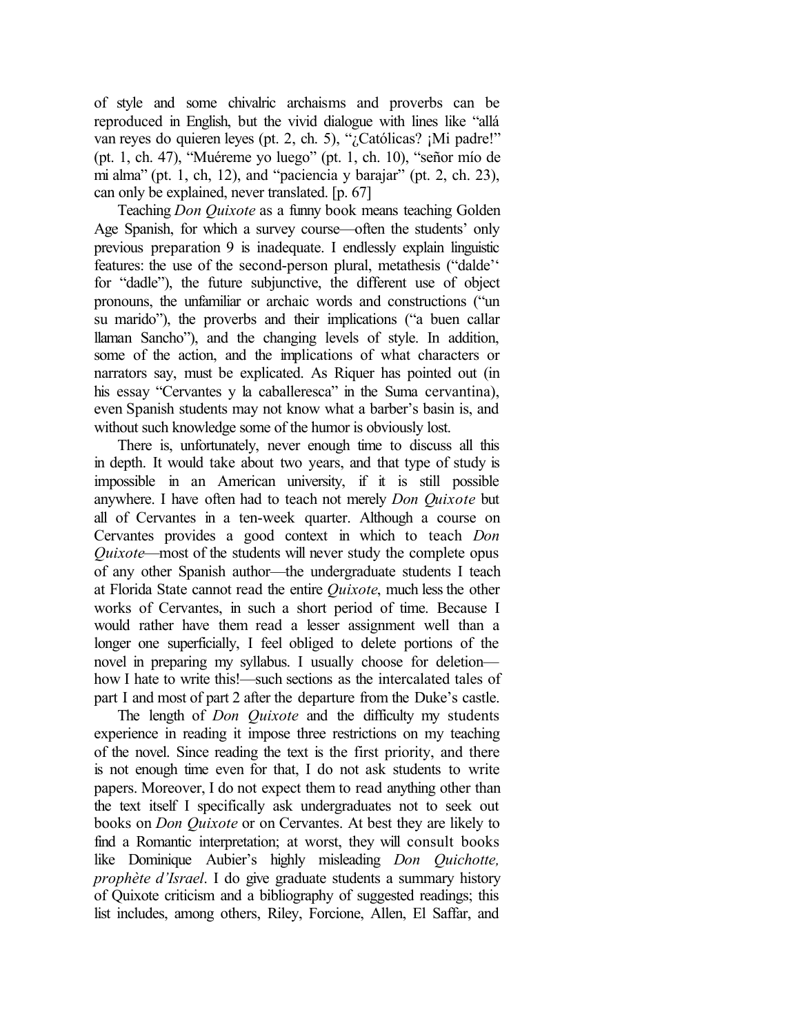of style and some chivalric archaisms and proverbs can be reproduced in English, but the vivid dialogue with lines like "allá van reyes do quieren leyes (pt. 2, ch. 5), "¿Católicas? ¡Mi padre!" (pt. 1, ch. 47), "Muéreme yo luego" (pt. 1, ch. 10), "señor mío de mi alma" (pt. 1, ch, 12), and "paciencia y barajar" (pt. 2, ch. 23), can only be explained, never translated. [p. 67]

Teaching *Don Quixote* as a funny book means teaching Golden Age Spanish, for which a survey course—often the students' only previous preparation 9 is inadequate. I endlessly explain linguistic features: the use of the second-person plural, metathesis ("dalde'' for "dadle"), the future subjunctive, the different use of object pronouns, the unfamiliar or archaic words and constructions ("un su marido"), the proverbs and their implications ("a buen callar llaman Sancho"), and the changing levels of style. In addition, some of the action, and the implications of what characters or narrators say, must be explicated. As Riquer has pointed out (in his essay "Cervantes y la caballeresca" in the Suma cervantina), even Spanish students may not know what a barber's basin is, and without such knowledge some of the humor is obviously lost.

There is, unfortunately, never enough time to discuss all this in depth. It would take about two years, and that type of study is impossible in an American university, if it is still possible anywhere. I have often had to teach not merely *Don Quixote* but all of Cervantes in a ten-week quarter. Although a course on Cervantes provides a good context in which to teach *Don Quixote*—most of the students will never study the complete opus of any other Spanish author—the undergraduate students I teach at Florida State cannot read the entire *Quixote*, much less the other works of Cervantes, in such a short period of time. Because I would rather have them read a lesser assignment well than a longer one superficially, I feel obliged to delete portions of the novel in preparing my syllabus. I usually choose for deletion—how I hate to write this!—such sections as the intercalated tales of part I and most of part 2 after the departure from the Duke's castle.

The length of *Don Quixote* and the difficulty my students experience in reading it impose three restrictions on my teaching of the novel. Since reading the text is the first priority, and there is not enough time even for that, I do not ask students to write papers. Moreover, I do not expect them to read anything other than the text itself I specifically ask undergraduates not to seek out books on *Don Quixote* or on Cervantes. At best they are likely to find a Romantic interpretation; at worst, they will consult books like Dominique Aubier's highly misleading *Don Quichotte, prophète d'Israel*. I do give graduate students a summary history of Quixote criticism and a bibliography of suggested readings; this list includes, among others, Riley, Forcione, Allen, El Saffar, and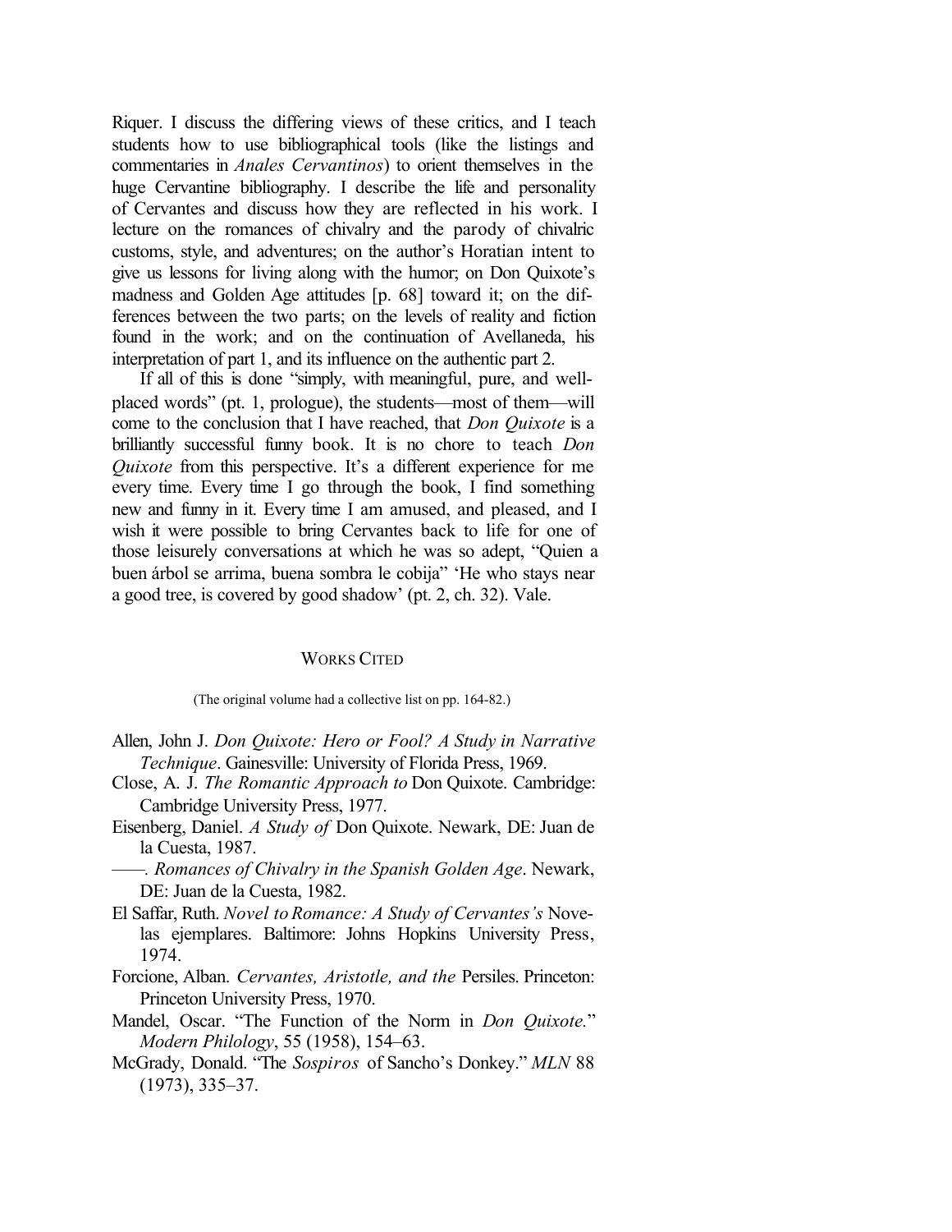Riquer. I discuss the differing views of these critics, and I teach students how to use bibliographical tools (like the listings and commentaries in *Anales Cervantinos*) to orient themselves in the huge Cervantine bibliography. I describe the life and personality of Cervantes and discuss how they are reflected in his work. I lecture on the romances of chivalry and the parody of chivalric customs, style, and adventures; on the author's Horatian intent to give us lessons for living along with the humor; on Don Quixote's madness and Golden Age attitudes [p. 68] toward it; on the differences between the two parts; on the levels of reality and fiction found in the work; and on the continuation of Avellaneda, his interpretation of part 1, and its influence on the authentic part 2.

If all of this is done "simply, with meaningful, pure, and well-placed words" (pt. 1, prologue), the students—most of them—will come to the conclusion that I have reached, that *Don Quixote* is a brilliantly successful funny book. It is no chore to teach *Don Quixote* from this perspective. It's a different experience for me every time. Every time I go through the book, I find something new and funny in it. Every time I am amused, and pleased, and I wish it were possible to bring Cervantes back to life for one of those leisurely conversations at which he was so adept, "Quien a buen árbol se arrima, buena sombra le cobija" 'He who stays near a good tree, is covered by good shadow' (pt. 2, ch. 32). Vale.

## WORKS CITED

(The original volume had a collective list on pp. 164-82.)

Allen, John J. *Don Quixote: Hero or Fool? A Study in Narrative Technique*. Gainesville: University of Florida Press, 1969.

Close, A. J. *The Romantic Approach to* Don Quixote. Cambridge: Cambridge University Press, 1977.

Eisenberg, Daniel. *A Study of* Don Quixote. Newark, DE: Juan de la Cuesta, 1987.

——. *Romances of Chivalry in the Spanish Golden Age*. Newark, DE: Juan de la Cuesta, 1982.

El Saffar, Ruth. *Novel to Romance: A Study of Cervantes's* Novelas ejemplares. Baltimore: Johns Hopkins University Press, 1974.

Forcione, Alban. *Cervantes, Aristotle, and the* Persiles. Princeton: Princeton University Press, 1970.

Mandel, Oscar. "The Function of the Norm in *Don Quixote.*" *Modern Philology*, 55 (1958), 154–63.

McGrady, Donald. "The *Sospiros* of Sancho's Donkey." *MLN* 88 (1973), 335–37.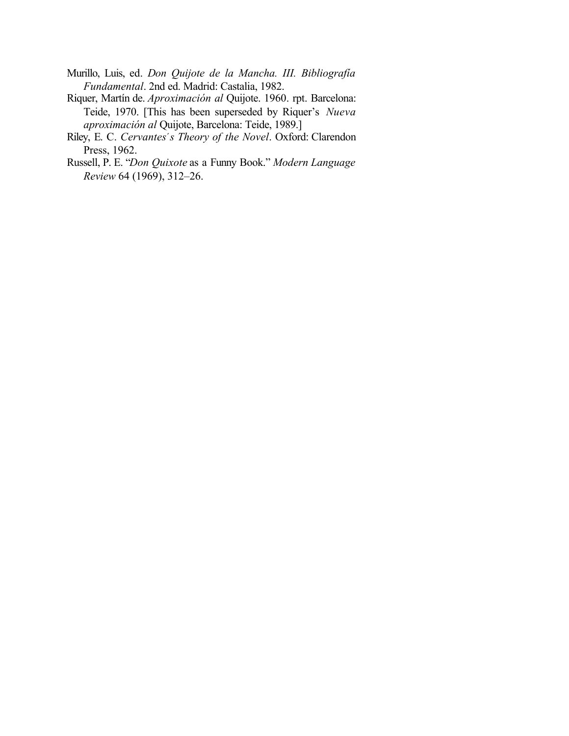Murillo, Luis, ed. *Don Quijote de la Mancha. III. Bibliografía Fundamental*. 2nd ed. Madrid: Castalia, 1982.

Riquer, Martín de. *Aproximación al* Quijote. 1960. rpt. Barcelona: Teide, 1970. [This has been superseded by Riquer's *Nueva aproximación al* Quijote, Barcelona: Teide, 1989.]

Riley, E. C. *Cervantes´s Theory of the Novel*. Oxford: Clarendon Press, 1962.

Russell, P. E. "*Don Quixote* as a Funny Book." *Modern Language Review* 64 (1969), 312–26.